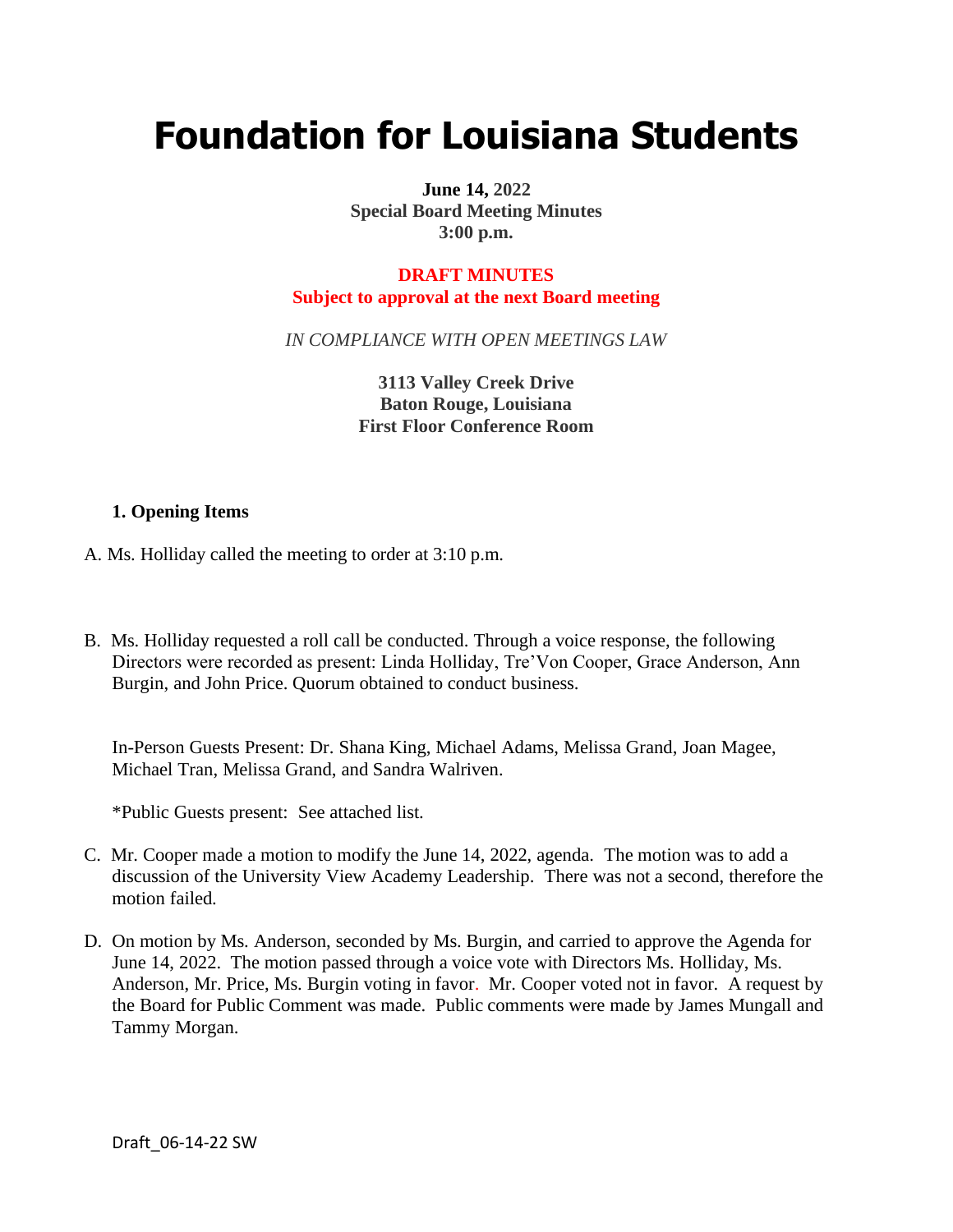# Foundation for Louisiana Students

**June 14, 2022**
**Special Board Meeting Minutes**
**3:00 p.m.**

**DRAFT MINUTES**
**Subject to approval at the next Board meeting**

*IN COMPLIANCE WITH OPEN MEETINGS LAW*

**3113 Valley Creek Drive**
**Baton Rouge, Louisiana**
**First Floor Conference Room**

**1. Opening Items**

A. Ms. Holliday called the meeting to order at 3:10 p.m.

B. Ms. Holliday requested a roll call be conducted. Through a voice response, the following Directors were recorded as present: Linda Holliday, Tre'Von Cooper, Grace Anderson, Ann Burgin, and John Price. Quorum obtained to conduct business.

In-Person Guests Present: Dr. Shana King, Michael Adams, Melissa Grand, Joan Magee, Michael Tran, Melissa Grand, and Sandra Walriven.

*Public Guests present: See attached list.

C. Mr. Cooper made a motion to modify the June 14, 2022, agenda. The motion was to add a discussion of the University View Academy Leadership. There was not a second, therefore the motion failed.

D. On motion by Ms. Anderson, seconded by Ms. Burgin, and carried to approve the Agenda for June 14, 2022. The motion passed through a voice vote with Directors Ms. Holliday, Ms. Anderson, Mr. Price, Ms. Burgin voting in favor. Mr. Cooper voted not in favor. A request by the Board for Public Comment was made. Public comments were made by James Mungall and Tammy Morgan.

Draft_06-14-22 SW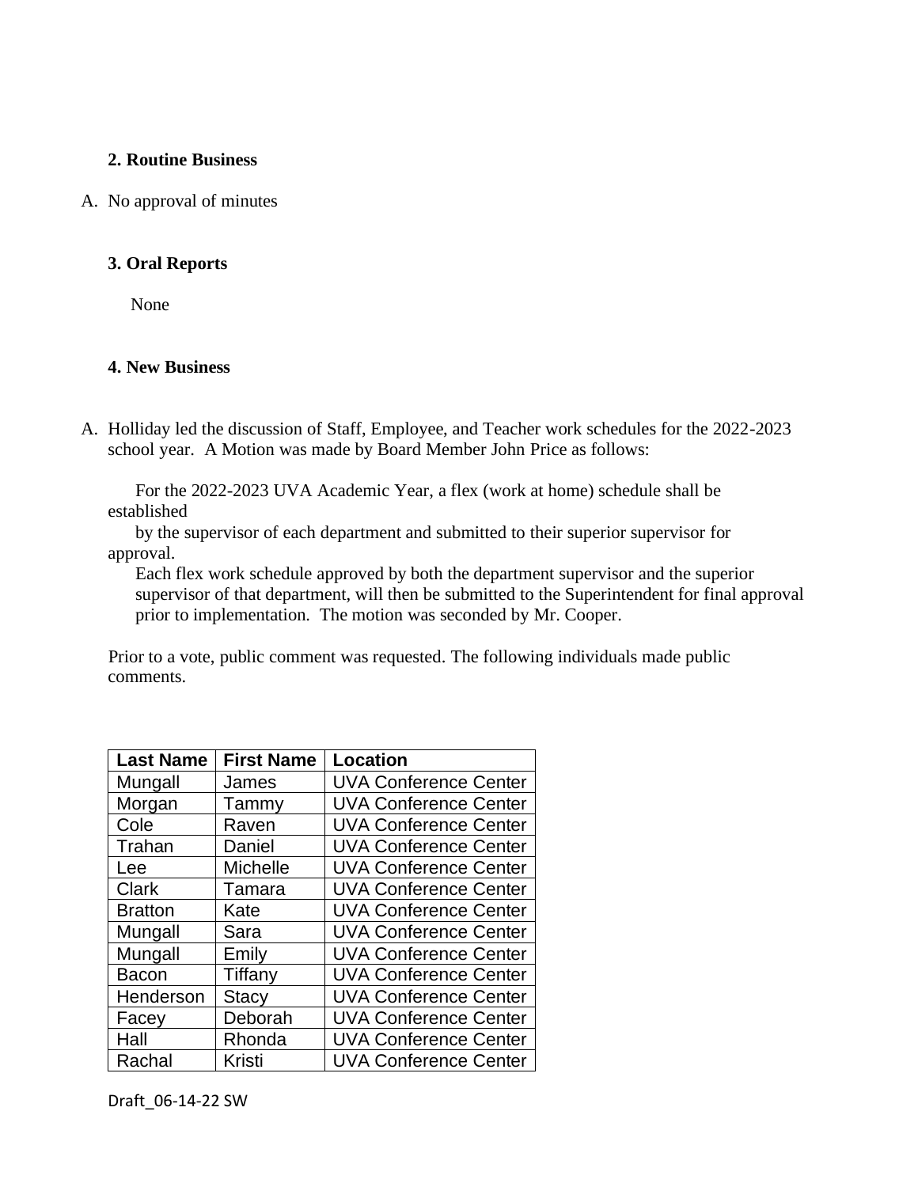**2. Routine Business**

A. No approval of minutes

**3. Oral Reports**

None

**4. New Business**

A. Holliday led the discussion of Staff, Employee, and Teacher work schedules for the 2022-2023 school year. A Motion was made by Board Member John Price as follows:

For the 2022-2023 UVA Academic Year, a flex (work at home) schedule shall be established by the supervisor of each department and submitted to their superior supervisor for approval.
Each flex work schedule approved by both the department supervisor and the superior supervisor of that department, will then be submitted to the Superintendent for final approval prior to implementation. The motion was seconded by Mr. Cooper.

Prior to a vote, public comment was requested. The following individuals made public comments.

| Last Name | First Name | Location |
|---|---|---|
| Mungall | James | UVA Conference Center |
| Morgan | Tammy | UVA Conference Center |
| Cole | Raven | UVA Conference Center |
| Trahan | Daniel | UVA Conference Center |
| Lee | Michelle | UVA Conference Center |
| Clark | Tamara | UVA Conference Center |
| Bratton | Kate | UVA Conference Center |
| Mungall | Sara | UVA Conference Center |
| Mungall | Emily | UVA Conference Center |
| Bacon | Tiffany | UVA Conference Center |
| Henderson | Stacy | UVA Conference Center |
| Facey | Deborah | UVA Conference Center |
| Hall | Rhonda | UVA Conference Center |
| Rachal | Kristi | UVA Conference Center |

Draft_06-14-22 SW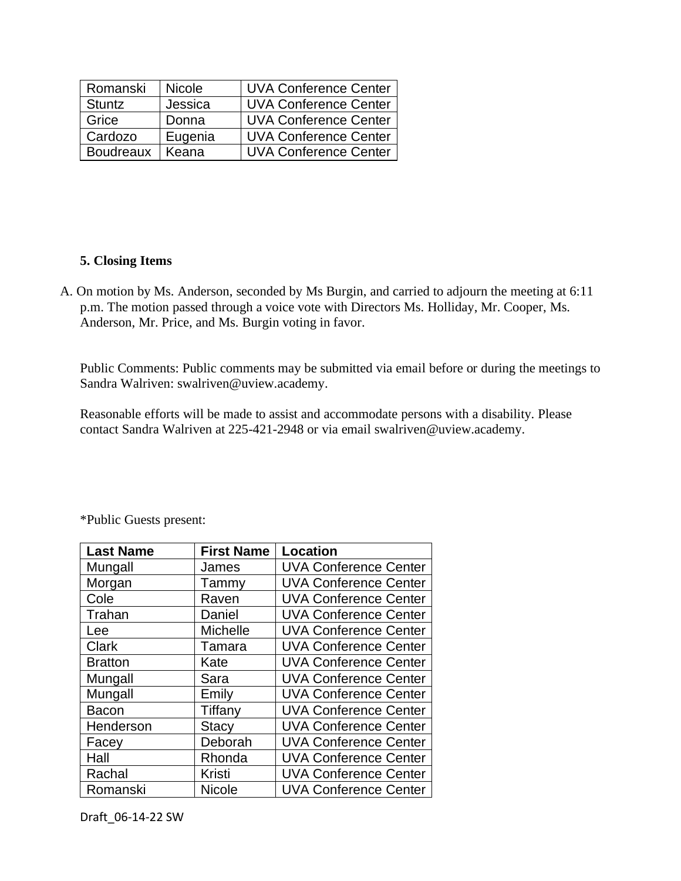| Romanski | Nicole | UVA Conference Center |
|---|---|---|
| Stuntz | Jessica | UVA Conference Center |
| Grice | Donna | UVA Conference Center |
| Cardozo | Eugenia | UVA Conference Center |
| Boudreaux | Keana | UVA Conference Center |

**5. Closing Items**

A. On motion by Ms. Anderson, seconded by Ms Burgin, and carried to adjourn the meeting at 6:11 p.m. The motion passed through a voice vote with Directors Ms. Holliday, Mr. Cooper, Ms. Anderson, Mr. Price, and Ms. Burgin voting in favor.

Public Comments: Public comments may be submitted via email before or during the meetings to Sandra Walriven: swalriven@uview.academy.

Reasonable efforts will be made to assist and accommodate persons with a disability. Please contact Sandra Walriven at 225-421-2948 or via email swalriven@uview.academy.

*Public Guests present:

| Last Name | First Name | Location |
|---|---|---|
| Mungall | James | UVA Conference Center |
| Morgan | Tammy | UVA Conference Center |
| Cole | Raven | UVA Conference Center |
| Trahan | Daniel | UVA Conference Center |
| Lee | Michelle | UVA Conference Center |
| Clark | Tamara | UVA Conference Center |
| Bratton | Kate | UVA Conference Center |
| Mungall | Sara | UVA Conference Center |
| Mungall | Emily | UVA Conference Center |
| Bacon | Tiffany | UVA Conference Center |
| Henderson | Stacy | UVA Conference Center |
| Facey | Deborah | UVA Conference Center |
| Hall | Rhonda | UVA Conference Center |
| Rachal | Kristi | UVA Conference Center |
| Romanski | Nicole | UVA Conference Center |

Draft_06-14-22 SW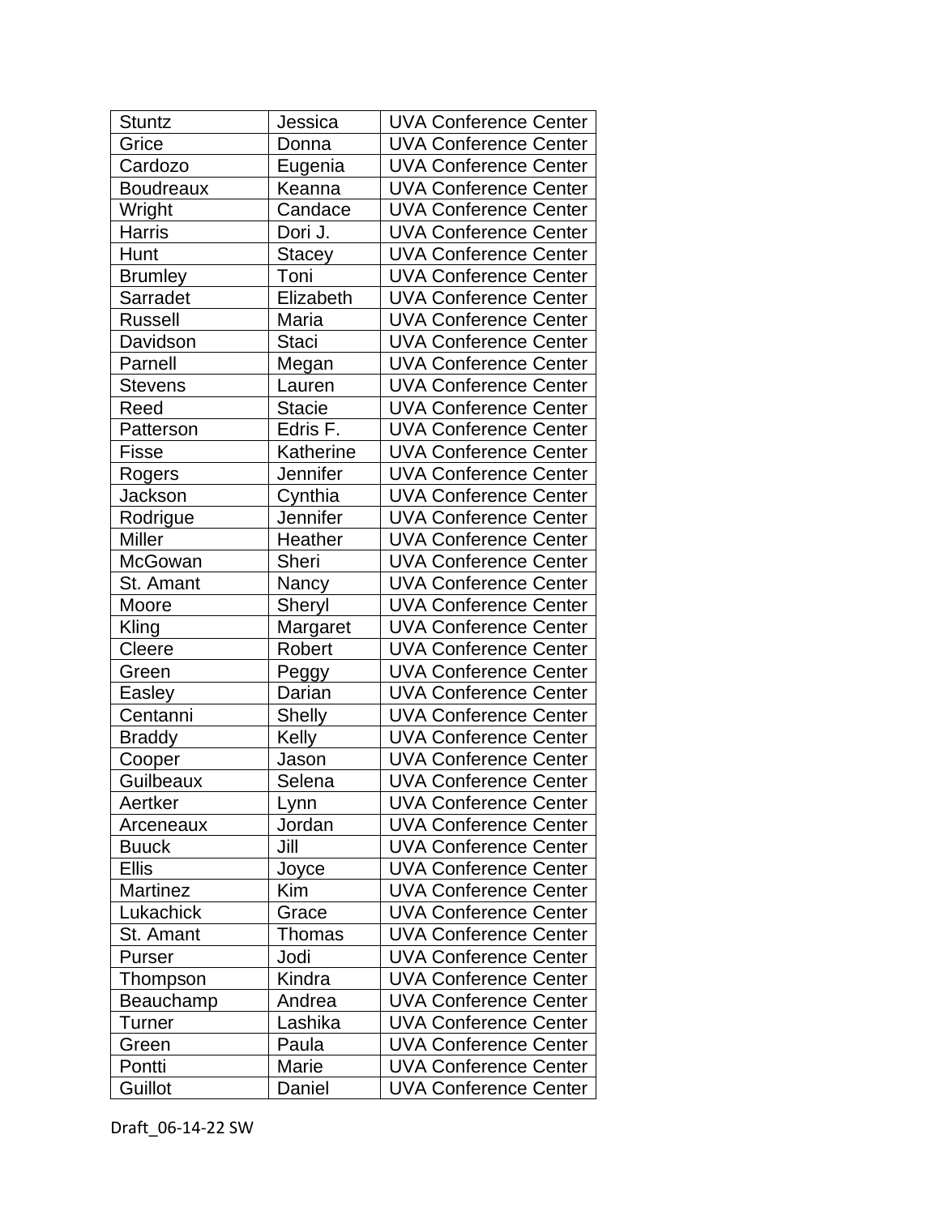| Stuntz | Jessica | UVA Conference Center |
|---|---|---|
| Grice | Donna | UVA Conference Center |
| Cardozo | Eugenia | UVA Conference Center |
| Boudreaux | Keanna | UVA Conference Center |
| Wright | Candace | UVA Conference Center |
| Harris | Dori J. | UVA Conference Center |
| Hunt | Stacey | UVA Conference Center |
| Brumley | Toni | UVA Conference Center |
| Sarradet | Elizabeth | UVA Conference Center |
| Russell | Maria | UVA Conference Center |
| Davidson | Staci | UVA Conference Center |
| Parnell | Megan | UVA Conference Center |
| Stevens | Lauren | UVA Conference Center |
| Reed | Stacie | UVA Conference Center |
| Patterson | Edris F. | UVA Conference Center |
| Fisse | Katherine | UVA Conference Center |
| Rogers | Jennifer | UVA Conference Center |
| Jackson | Cynthia | UVA Conference Center |
| Rodrigue | Jennifer | UVA Conference Center |
| Miller | Heather | UVA Conference Center |
| McGowan | Sheri | UVA Conference Center |
| St. Amant | Nancy | UVA Conference Center |
| Moore | Sheryl | UVA Conference Center |
| Kling | Margaret | UVA Conference Center |
| Cleere | Robert | UVA Conference Center |
| Green | Peggy | UVA Conference Center |
| Easley | Darian | UVA Conference Center |
| Centanni | Shelly | UVA Conference Center |
| Braddy | Kelly | UVA Conference Center |
| Cooper | Jason | UVA Conference Center |
| Guilbeaux | Selena | UVA Conference Center |
| Aertker | Lynn | UVA Conference Center |
| Arceneaux | Jordan | UVA Conference Center |
| Buuck | Jill | UVA Conference Center |
| Ellis | Joyce | UVA Conference Center |
| Martinez | Kim | UVA Conference Center |
| Lukachick | Grace | UVA Conference Center |
| St. Amant | Thomas | UVA Conference Center |
| Purser | Jodi | UVA Conference Center |
| Thompson | Kindra | UVA Conference Center |
| Beauchamp | Andrea | UVA Conference Center |
| Turner | Lashika | UVA Conference Center |
| Green | Paula | UVA Conference Center |
| Pontti | Marie | UVA Conference Center |
| Guillot | Daniel | UVA Conference Center |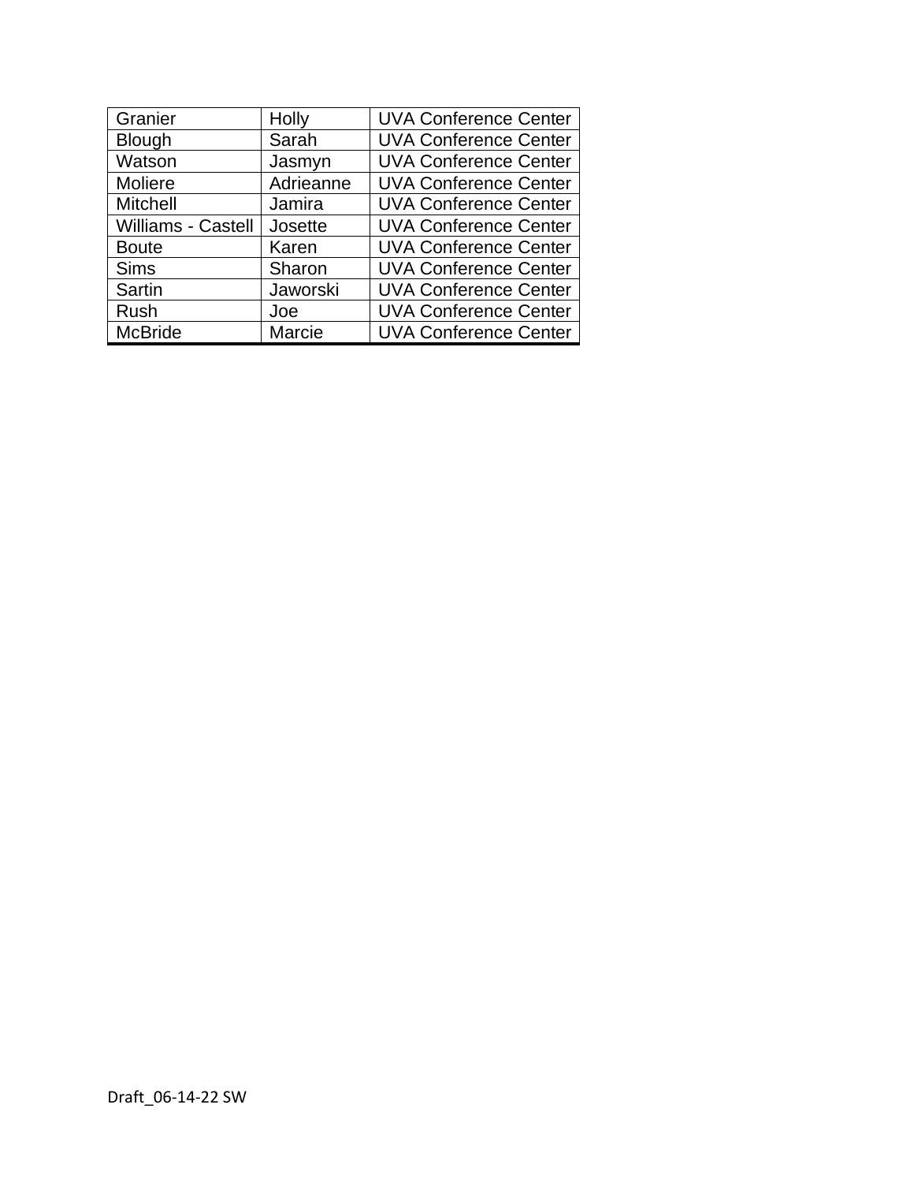| | | |
|---|---|---|
| Granier | Holly | UVA Conference Center |
| Blough | Sarah | UVA Conference Center |
| Watson | Jasmyn | UVA Conference Center |
| Moliere | Adrieanne | UVA Conference Center |
| Mitchell | Jamira | UVA Conference Center |
| Williams - Castell | Josette | UVA Conference Center |
| Boute | Karen | UVA Conference Center |
| Sims | Sharon | UVA Conference Center |
| Sartin | Jaworski | UVA Conference Center |
| Rush | Joe | UVA Conference Center |
| McBride | Marcie | UVA Conference Center |

Draft_06-14-22 SW